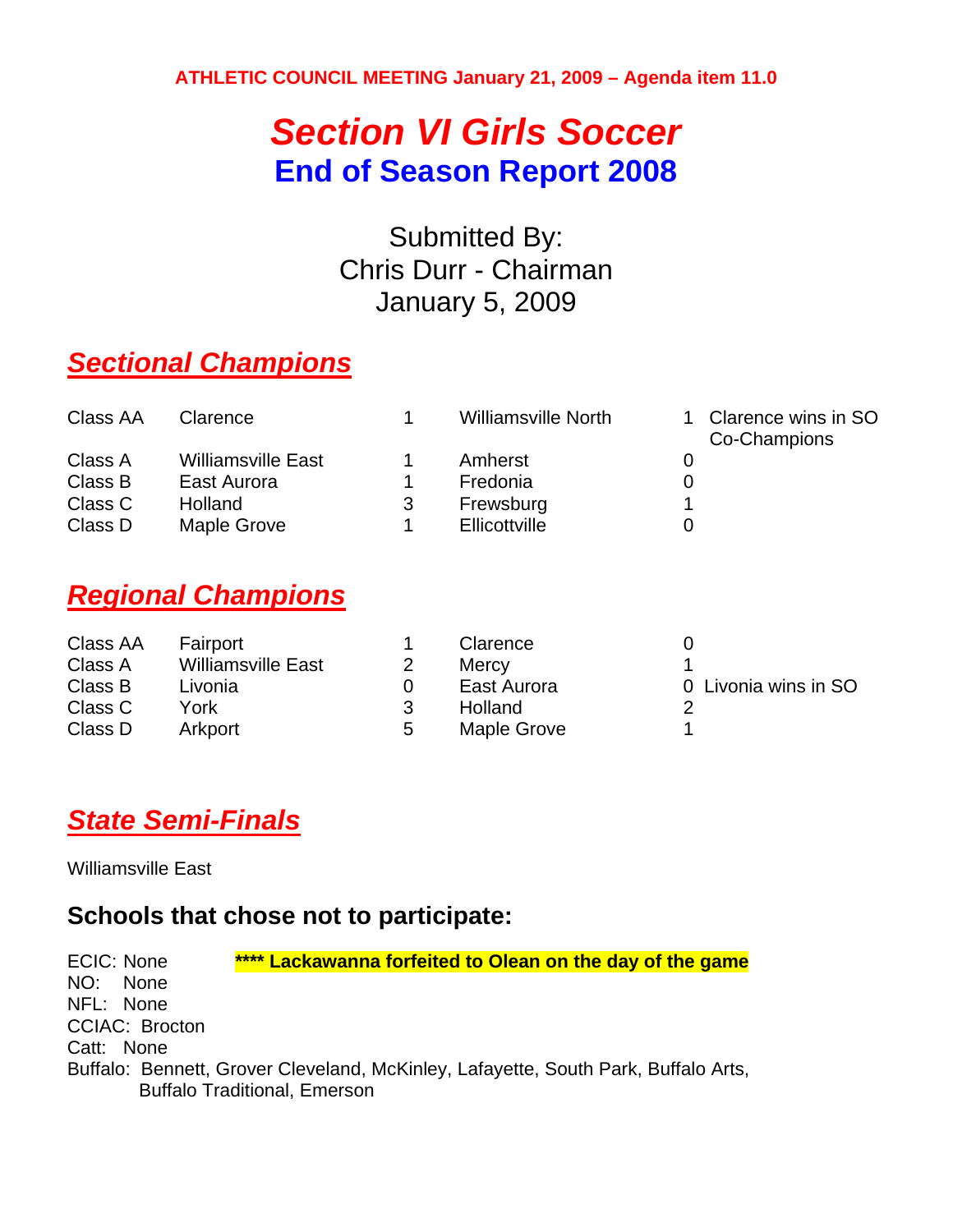**ATHLETIC COUNCIL MEETING January 21, 2009 – Agenda item 11.0**

# *Section VI Girls Soccer*
## End of Season Report 2008

Submitted By:
Chris Durr - Chairman
January 5, 2009

## *Sectional Champions*

| | | | | | |
|---|---|---|---|---|---|
| Class AA | Clarence | 1 | Williamsville North | 1 | Clarence wins in SO Co-Champions |
| Class A | Williamsville East | 1 | Amherst | 0 | |
| Class B | East Aurora | 1 | Fredonia | 0 | |
| Class C | Holland | 3 | Frewsburg | 1 | |
| Class D | Maple Grove | 1 | Ellicottville | 0 | |

## *Regional Champions*

| | | | | | |
|---|---|---|---|---|---|
| Class AA | Fairport | 1 | Clarence | 0 | |
| Class A | Williamsville East | 2 | Mercy | 1 | |
| Class B | Livonia | 0 | East Aurora | 0 | Livonia wins in SO |
| Class C | York | 3 | Holland | 2 | |
| Class D | Arkport | 5 | Maple Grove | 1 | |

## *State Semi-Finals*

Williamsville East

## Schools that chose not to participate:

ECIC: None **\*\*\*\* Lackawanna forfeited to Olean on the day of the game**
NO: None
NFL: None
CCIAC: Brocton
Catt: None
Buffalo: Bennett, Grover Cleveland, McKinley, Lafayette, South Park, Buffalo Arts, Buffalo Traditional, Emerson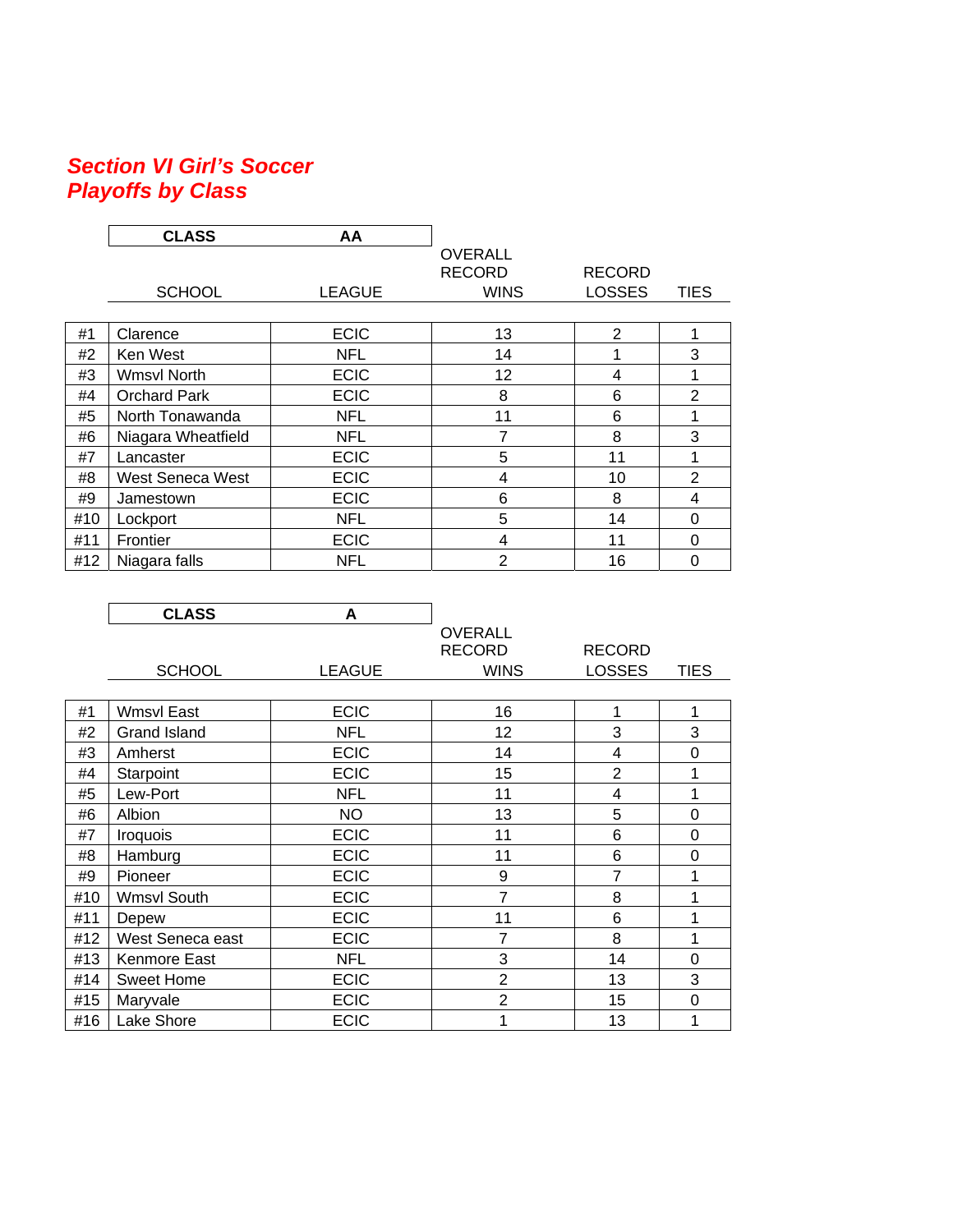## *Section VI Girl's Soccer*
## *Playoffs by Class*

| | **CLASS** | **AA** | | | |
|---|---|---|---|---|---|
| | SCHOOL | LEAGUE | OVERALL RECORD WINS | RECORD LOSSES | TIES |
| #1 | Clarence | ECIC | 13 | 2 | 1 |
| #2 | Ken West | NFL | 14 | 1 | 3 |
| #3 | Wmsvl North | ECIC | 12 | 4 | 1 |
| #4 | Orchard Park | ECIC | 8 | 6 | 2 |
| #5 | North Tonawanda | NFL | 11 | 6 | 1 |
| #6 | Niagara Wheatfield | NFL | 7 | 8 | 3 |
| #7 | Lancaster | ECIC | 5 | 11 | 1 |
| #8 | West Seneca West | ECIC | 4 | 10 | 2 |
| #9 | Jamestown | ECIC | 6 | 8 | 4 |
| #10 | Lockport | NFL | 5 | 14 | 0 |
| #11 | Frontier | ECIC | 4 | 11 | 0 |
| #12 | Niagara falls | NFL | 2 | 16 | 0 |

| | **CLASS** | **A** | | | |
|---|---|---|---|---|---|
| | SCHOOL | LEAGUE | OVERALL RECORD WINS | RECORD LOSSES | TIES |
| #1 | Wmsvl East | ECIC | 16 | 1 | 1 |
| #2 | Grand Island | NFL | 12 | 3 | 3 |
| #3 | Amherst | ECIC | 14 | 4 | 0 |
| #4 | Starpoint | ECIC | 15 | 2 | 1 |
| #5 | Lew-Port | NFL | 11 | 4 | 1 |
| #6 | Albion | NO | 13 | 5 | 0 |
| #7 | Iroquois | ECIC | 11 | 6 | 0 |
| #8 | Hamburg | ECIC | 11 | 6 | 0 |
| #9 | Pioneer | ECIC | 9 | 7 | 1 |
| #10 | Wmsvl South | ECIC | 7 | 8 | 1 |
| #11 | Depew | ECIC | 11 | 6 | 1 |
| #12 | West Seneca east | ECIC | 7 | 8 | 1 |
| #13 | Kenmore East | NFL | 3 | 14 | 0 |
| #14 | Sweet Home | ECIC | 2 | 13 | 3 |
| #15 | Maryvale | ECIC | 2 | 15 | 0 |
| #16 | Lake Shore | ECIC | 1 | 13 | 1 |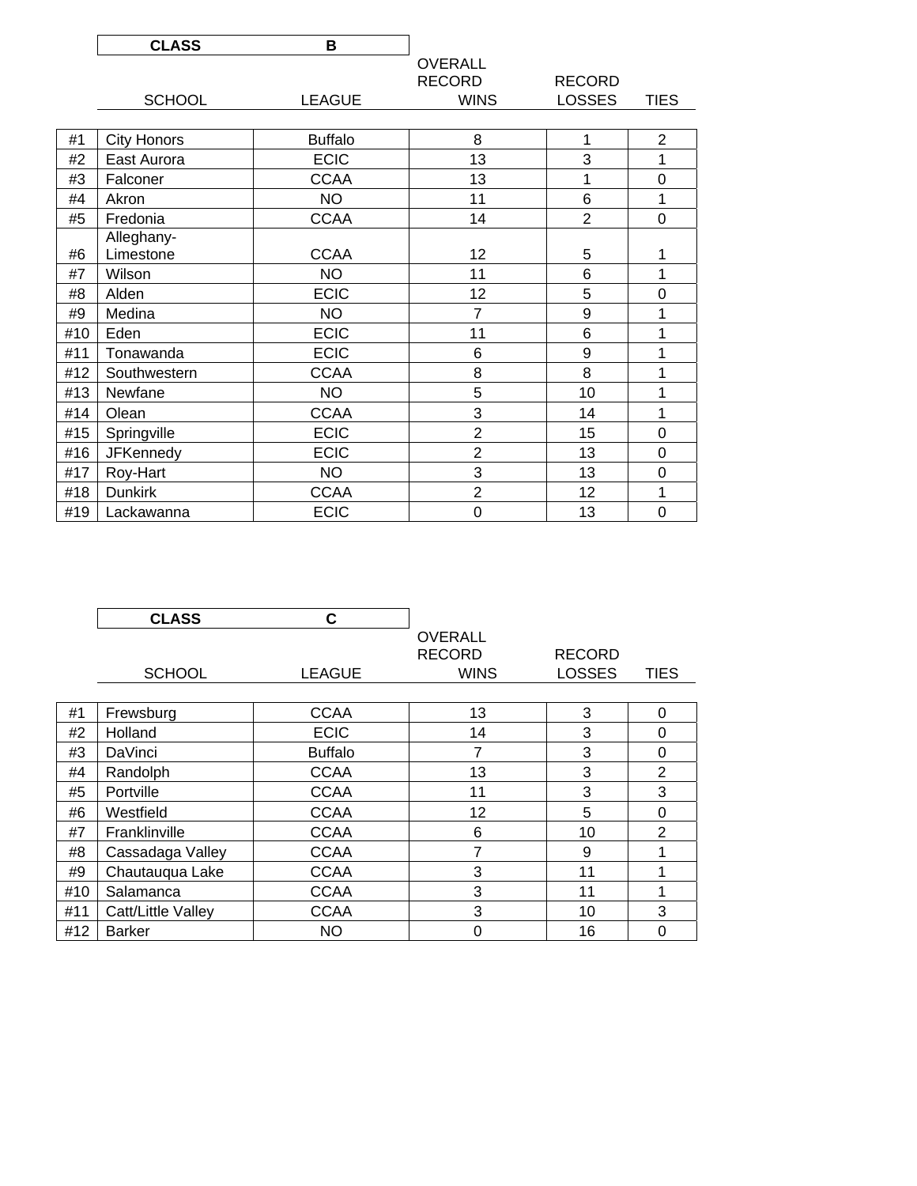| | CLASS | B | | | |
|---|---|---|---|---|---|
| | SCHOOL | LEAGUE | OVERALL RECORD WINS | RECORD LOSSES | TIES |
| #1 | City Honors | Buffalo | 8 | 1 | 2 |
| #2 | East Aurora | ECIC | 13 | 3 | 1 |
| #3 | Falconer | CCAA | 13 | 1 | 0 |
| #4 | Akron | NO | 11 | 6 | 1 |
| #5 | Fredonia | CCAA | 14 | 2 | 0 |
| #6 | Alleghany-Limestone | CCAA | 12 | 5 | 1 |
| #7 | Wilson | NO | 11 | 6 | 1 |
| #8 | Alden | ECIC | 12 | 5 | 0 |
| #9 | Medina | NO | 7 | 9 | 1 |
| #10 | Eden | ECIC | 11 | 6 | 1 |
| #11 | Tonawanda | ECIC | 6 | 9 | 1 |
| #12 | Southwestern | CCAA | 8 | 8 | 1 |
| #13 | Newfane | NO | 5 | 10 | 1 |
| #14 | Olean | CCAA | 3 | 14 | 1 |
| #15 | Springville | ECIC | 2 | 15 | 0 |
| #16 | JFKennedy | ECIC | 2 | 13 | 0 |
| #17 | Roy-Hart | NO | 3 | 13 | 0 |
| #18 | Dunkirk | CCAA | 2 | 12 | 1 |
| #19 | Lackawanna | ECIC | 0 | 13 | 0 |

| | CLASS | C | | | |
|---|---|---|---|---|---|
| | SCHOOL | LEAGUE | OVERALL RECORD WINS | RECORD LOSSES | TIES |
| #1 | Frewsburg | CCAA | 13 | 3 | 0 |
| #2 | Holland | ECIC | 14 | 3 | 0 |
| #3 | DaVinci | Buffalo | 7 | 3 | 0 |
| #4 | Randolph | CCAA | 13 | 3 | 2 |
| #5 | Portville | CCAA | 11 | 3 | 3 |
| #6 | Westfield | CCAA | 12 | 5 | 0 |
| #7 | Franklinville | CCAA | 6 | 10 | 2 |
| #8 | Cassadaga Valley | CCAA | 7 | 9 | 1 |
| #9 | Chautauqua Lake | CCAA | 3 | 11 | 1 |
| #10 | Salamanca | CCAA | 3 | 11 | 1 |
| #11 | Catt/Little Valley | CCAA | 3 | 10 | 3 |
| #12 | Barker | NO | 0 | 16 | 0 |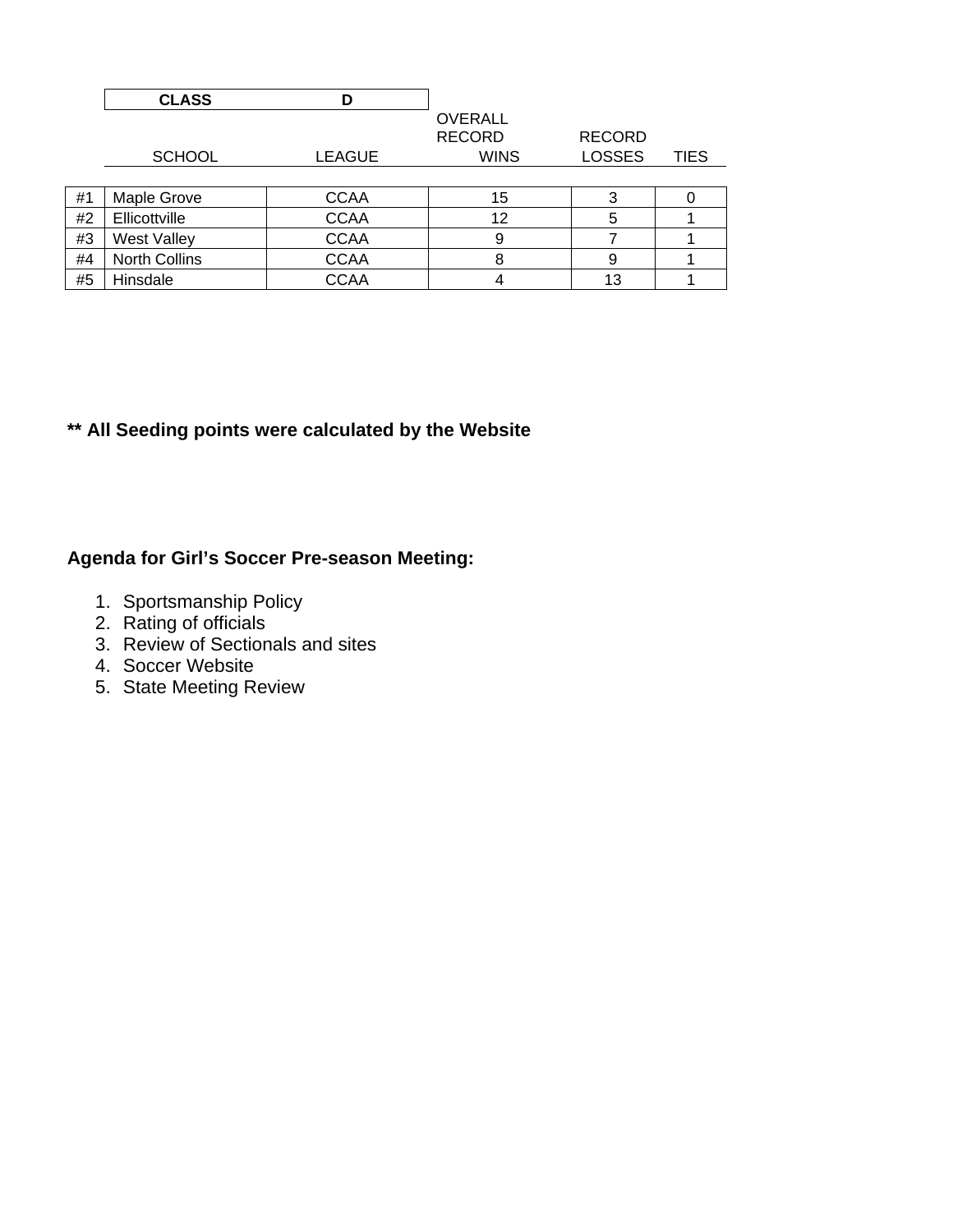| | CLASS | D | OVERALL RECORD WINS | RECORD LOSSES | TIES |
|---|---|---|---|---|---|
| | SCHOOL | LEAGUE | | | |
| #1 | Maple Grove | CCAA | 15 | 3 | 0 |
| #2 | Ellicottville | CCAA | 12 | 5 | 1 |
| #3 | West Valley | CCAA | 9 | 7 | 1 |
| #4 | North Collins | CCAA | 8 | 9 | 1 |
| #5 | Hinsdale | CCAA | 4 | 13 | 1 |

**** All Seeding points were calculated by the Website**

**Agenda for Girl's Soccer Pre-season Meeting:**

1. Sportsmanship Policy
2. Rating of officials
3. Review of Sectionals and sites
4. Soccer Website
5. State Meeting Review